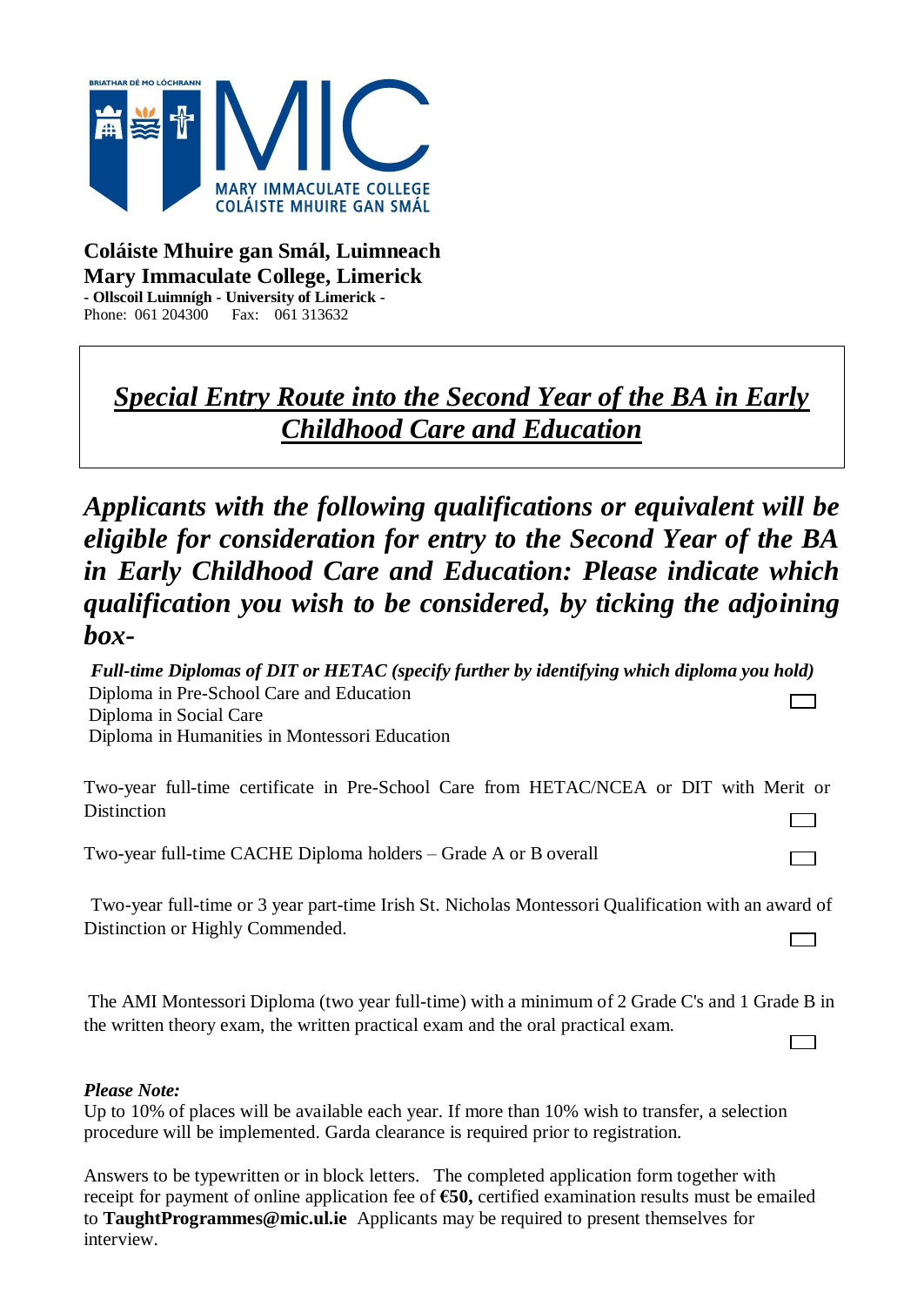BRIATHAR DÉ MO LÓCHRANN

MIC

MARY IMMACULATE COLLEGE
COLÁISTE MHUIRE GAN SMÁL

**Coláiste Mhuire gan Smál, Luimneach**
**Mary Immaculate College, Limerick**
**- Ollscoil Luimnígh - University of Limerick -**
Phone: 061 204300  Fax: 061 313632

# ***Special Entry Route into the Second Year of the BA in Early Childhood Care and Education***

## ***Applicants with the following qualifications or equivalent will be eligible for consideration for entry to the Second Year of the BA in Early Childhood Care and Education: Please indicate which qualification you wish to be considered, by ticking the adjoining box-***

***Full-time Diplomas of DIT or HETAC (specify further by identifying which diploma you hold)***
Diploma in Pre-School Care and Education ☐
Diploma in Social Care
Diploma in Humanities in Montessori Education

Two-year full-time certificate in Pre-School Care from HETAC/NCEA or DIT with Merit or Distinction ☐

Two-year full-time CACHE Diploma holders – Grade A or B overall ☐

Two-year full-time or 3 year part-time Irish St. Nicholas Montessori Qualification with an award of Distinction or Highly Commended. ☐

The AMI Montessori Diploma (two year full-time) with a minimum of 2 Grade C's and 1 Grade B in the written theory exam, the written practical exam and the oral practical exam. ☐

***Please Note:***
Up to 10% of places will be available each year. If more than 10% wish to transfer, a selection procedure will be implemented. Garda clearance is required prior to registration.

Answers to be typewritten or in block letters. The completed application form together with receipt for payment of online application fee of **€50,** certified examination results must be emailed to **TaughtProgrammes@mic.ul.ie** Applicants may be required to present themselves for interview.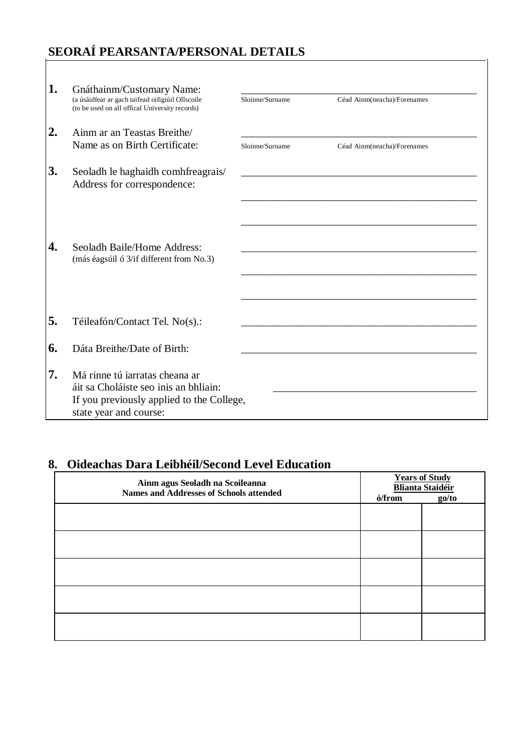## SEORAÍ PEARSANTA/PERSONAL DETAILS

**1.** Gnáthainm/Customary Name:
(a úsáidfear ar gach taifead oifigiúil Ollscoile)
(to be used on all offical University records)

______________________________________________
Sloinne/Surname Céad Ainm(neacha)/Forenames

**2.** Ainm ar an Teastas Breithe/
Name as on Birth Certificate:

______________________________________________
Sloinne/Surname Céad Ainm(neacha)/Forenames

**3.** Seoladh le haghaidh comhfreagrais/
Address for correspondence:

______________________________________________

______________________________________________

______________________________________________

**4.** Seoladh Baile/Home Address:
(más éagsúil ó 3/if different from No.3)

______________________________________________

______________________________________________

______________________________________________

**5.** Téileafón/Contact Tel. No(s).: ______________________________________________

**6.** Dáta Breithe/Date of Birth: ______________________________________________

**7.** Má rinne tú iarratas cheana ar
áit sa Choláiste seo inis an bhliain:
If you previously applied to the College,
state year and course:

______________________________________________

## 8. Oideachas Dara Leibhéil/Second Level Education

| Ainm agus Seoladh na Scoileanna<br>Names and Addresses of Schools attended | Years of Study<br>Blianta Staidéir<br>ó/from | <br><br>go/to |
|---|---|---|
| | | |
| | | |
| | | |
| | | |
| | | |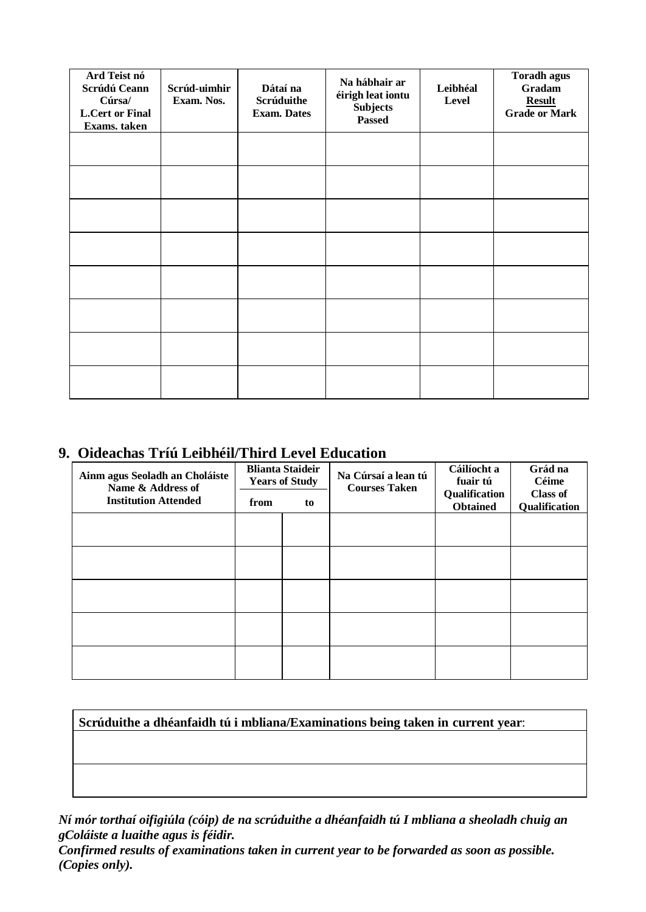| Ard Teist nó Scrúdú Ceann Cúrsa/ L.Cert or Final Exams. taken | Scrúd-uimhir Exam. Nos. | Dátaí na Scrúduithe Exam. Dates | Na hábhair ar éirigh leat iontu Subjects Passed | Leibhéal Level | Toradh agus Gradam **Result** Grade or Mark |
|---|---|---|---|---|---|
| | | | | | |
| | | | | | |
| | | | | | |
| | | | | | |
| | | | | | |
| | | | | | |
| | | | | | |
| | | | | | |

## 9. Oideachas Tríú Leibhéil/Third Level Education

| Ainm agus Seoladh an Choláiste Name & Address of Institution Attended | Blianta Staideir Years of Study | | Na Cúrsaí a lean tú Courses Taken | Cáilíocht a fuair tú Qualification Obtained | Grád na Céime Class of Qualification |
|---|---|---|---|---|---|
| | from | to | | | |
| | | | | | |
| | | | | | |
| | | | | | |
| | | | | | |
| | | | | | |

| **Scrúduithe a dhéanfaidh tú i mbliana/Examinations being taken in current year**: |
|---|
| |
| |

***Ní mór torthaí oifigiúla (cóip) de na scrúduithe a dhéanfaidh tú I mbliana a sheoladh chuig an gColáiste a luaithe agus is féidir.***

***Confirmed results of examinations taken in current year to be forwarded as soon as possible. (Copies only).***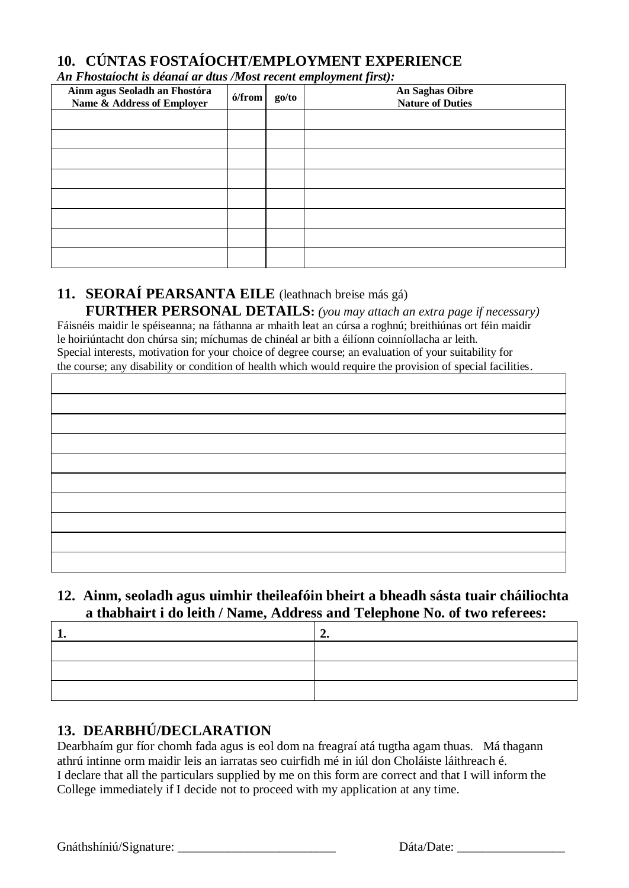## 10. CÚNTAS FOSTAÍOCHT/EMPLOYMENT EXPERIENCE

***An Fhostaíocht is déanaí ar dtus /Most recent employment first):***

| Ainm agus Seoladh an Fhostóra Name & Address of Employer | ó/from | go/to | An Saghas Oibre Nature of Duties |
|---|---|---|---|
| | | | |
| | | | |
| | | | |
| | | | |
| | | | |
| | | | |
| | | | |
| | | | |

## 11. SEORAÍ PEARSANTA EILE (leathnach breise más gá) FURTHER PERSONAL DETAILS: *(you may attach an extra page if necessary)*

Fáisnéis maidir le spéiseanna; na fáthanna ar mhaith leat an cúrsa a roghnú; breithiúnas ort féin maidir le hoiriúntacht don chúrsa sin; míchumas de chinéal ar bith a éilíonn coinníollacha ar leith.
Special interests, motivation for your choice of degree course; an evaluation of your suitability for the course; any disability or condition of health which would require the provision of special facilities.

| |
|---|
| |
| |
| |
| |
| |
| |
| |
| |
| |
| |

## 12. Ainm, seoladh agus uimhir theileafóin bheirt a bheadh sásta tuair cháiliochta a thabhairt i do leith / Name, Address and Telephone No. of two referees:

| 1. | 2. |
|---|---|
| | |
| | |
| | |

## 13. DEARBHÚ/DECLARATION

Dearbhaím gur fíor chomh fada agus is eol dom na freagraí atá tugtha agam thuas. Má thagann athrú intinne orm maidir leis an iarratas seo cuirfidh mé in iúl don Choláiste láithreach é.
I declare that all the particulars supplied by me on this form are correct and that I will inform the College immediately if I decide not to proceed with my application at any time.

Gnáthshíniú/Signature: ________________________ Dáta/Date: ________________